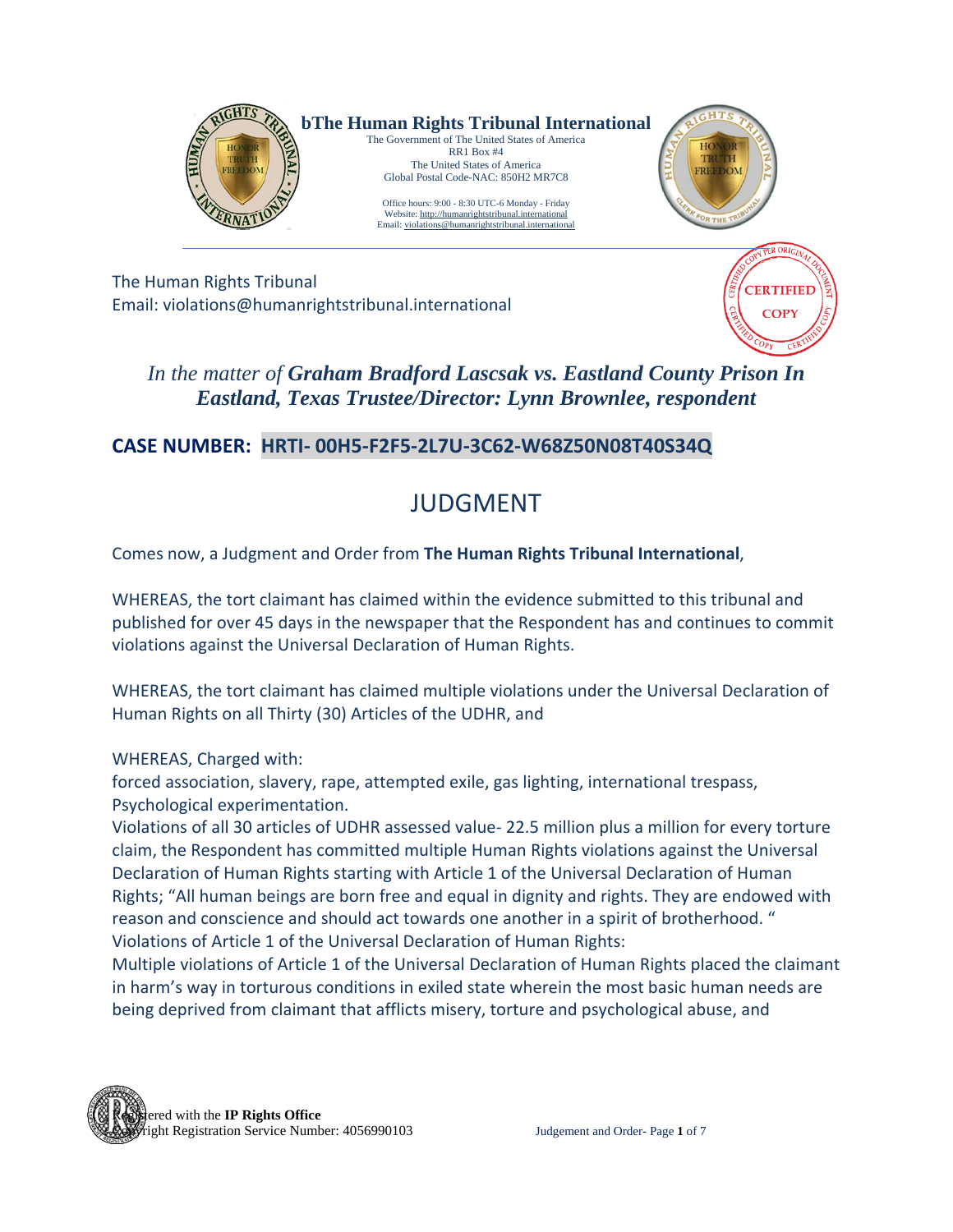**bThe Human Rights Tribunal International**
The Government of The United States of America
RR1 Box #4
The United States of America
Global Postal Code-NAC: 850H2 MR7C8

Office hours: 9:00 - 8:30 UTC-6 Monday - Friday
Website: http://humanrightstribunal.international
Email: violations@humanrightstribunal.international

The Human Rights Tribunal
Email: violations@humanrightstribunal.international

CERTIFIED COPY

*In the matter of **Graham Bradford Lascsak vs. Eastland County Prison In Eastland, Texas Trustee/Director: Lynn Brownlee, respondent***

**CASE NUMBER: HRTI- 00H5-F2F5-2L7U-3C62-W68Z50N08T40S34Q**

# JUDGMENT

Comes now, a Judgment and Order from **The Human Rights Tribunal International**,

WHEREAS, the tort claimant has claimed within the evidence submitted to this tribunal and published for over 45 days in the newspaper that the Respondent has and continues to commit violations against the Universal Declaration of Human Rights.

WHEREAS, the tort claimant has claimed multiple violations under the Universal Declaration of Human Rights on all Thirty (30) Articles of the UDHR, and

WHEREAS, Charged with:
forced association, slavery, rape, attempted exile, gas lighting, international trespass, Psychological experimentation.
Violations of all 30 articles of UDHR assessed value- 22.5 million plus a million for every torture claim, the Respondent has committed multiple Human Rights violations against the Universal Declaration of Human Rights starting with Article 1 of the Universal Declaration of Human Rights; "All human beings are born free and equal in dignity and rights. They are endowed with reason and conscience and should act towards one another in a spirit of brotherhood. "
Violations of Article 1 of the Universal Declaration of Human Rights:
Multiple violations of Article 1 of the Universal Declaration of Human Rights placed the claimant in harm's way in torturous conditions in exiled state wherein the most basic human needs are being deprived from claimant that afflicts misery, torture and psychological abuse, and

Registered with the **IP Rights Office**
Copyright Registration Service Number: 4056990103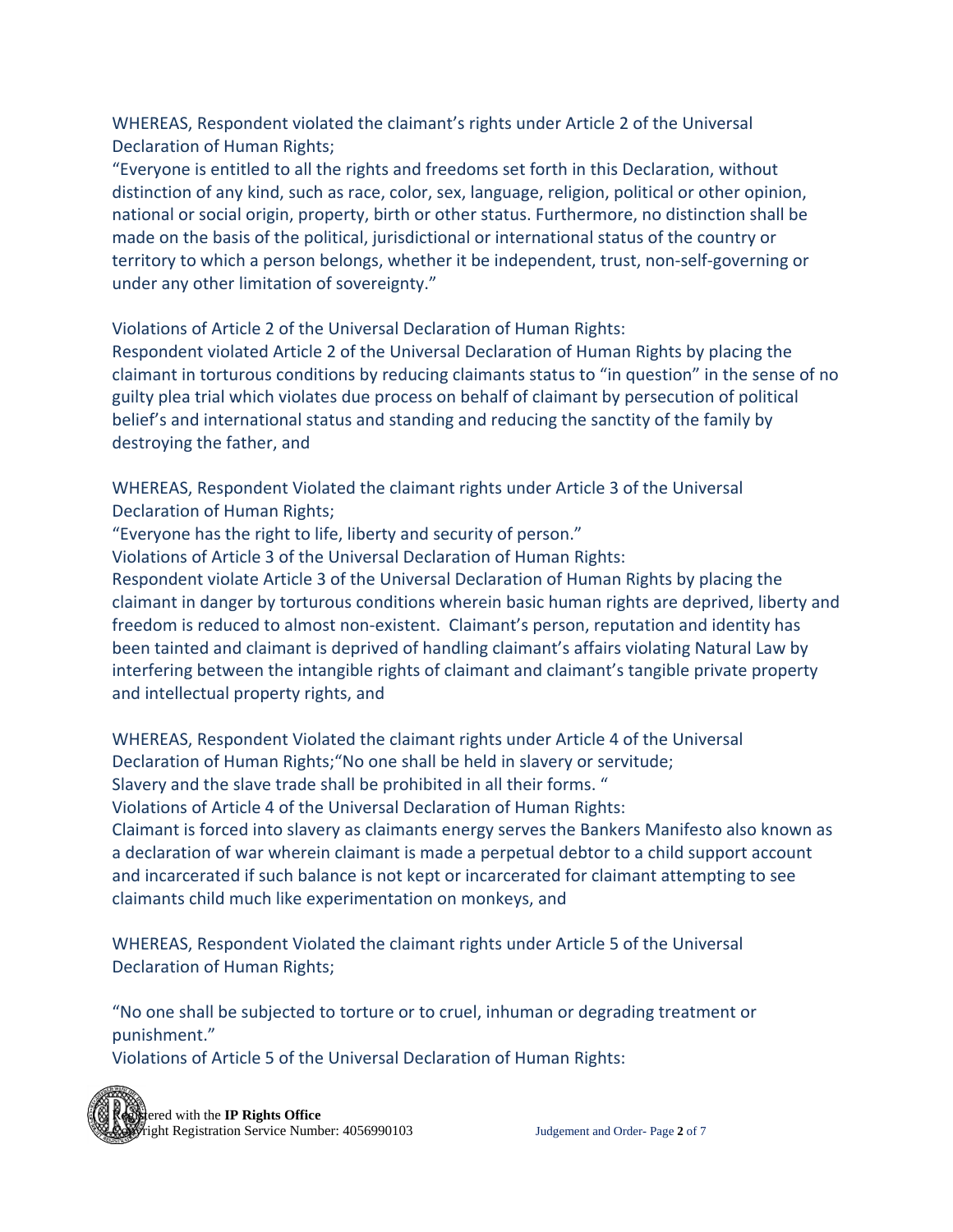WHEREAS, Respondent violated the claimant's rights under Article 2 of the Universal Declaration of Human Rights;

"Everyone is entitled to all the rights and freedoms set forth in this Declaration, without distinction of any kind, such as race, color, sex, language, religion, political or other opinion, national or social origin, property, birth or other status. Furthermore, no distinction shall be made on the basis of the political, jurisdictional or international status of the country or territory to which a person belongs, whether it be independent, trust, non-self-governing or under any other limitation of sovereignty."

Violations of Article 2 of the Universal Declaration of Human Rights:

Respondent violated Article 2 of the Universal Declaration of Human Rights by placing the claimant in torturous conditions by reducing claimants status to "in question" in the sense of no guilty plea trial which violates due process on behalf of claimant by persecution of political belief's and international status and standing and reducing the sanctity of the family by destroying the father, and

WHEREAS, Respondent Violated the claimant rights under Article 3 of the Universal Declaration of Human Rights;

"Everyone has the right to life, liberty and security of person."

Violations of Article 3 of the Universal Declaration of Human Rights:

Respondent violate Article 3 of the Universal Declaration of Human Rights by placing the claimant in danger by torturous conditions wherein basic human rights are deprived, liberty and freedom is reduced to almost non-existent. Claimant's person, reputation and identity has been tainted and claimant is deprived of handling claimant's affairs violating Natural Law by interfering between the intangible rights of claimant and claimant's tangible private property and intellectual property rights, and

WHEREAS, Respondent Violated the claimant rights under Article 4 of the Universal Declaration of Human Rights;"No one shall be held in slavery or servitude;

Slavery and the slave trade shall be prohibited in all their forms. "

Violations of Article 4 of the Universal Declaration of Human Rights:

Claimant is forced into slavery as claimants energy serves the Bankers Manifesto also known as a declaration of war wherein claimant is made a perpetual debtor to a child support account and incarcerated if such balance is not kept or incarcerated for claimant attempting to see claimants child much like experimentation on monkeys, and

WHEREAS, Respondent Violated the claimant rights under Article 5 of the Universal Declaration of Human Rights;

"No one shall be subjected to torture or to cruel, inhuman or degrading treatment or punishment."

Violations of Article 5 of the Universal Declaration of Human Rights: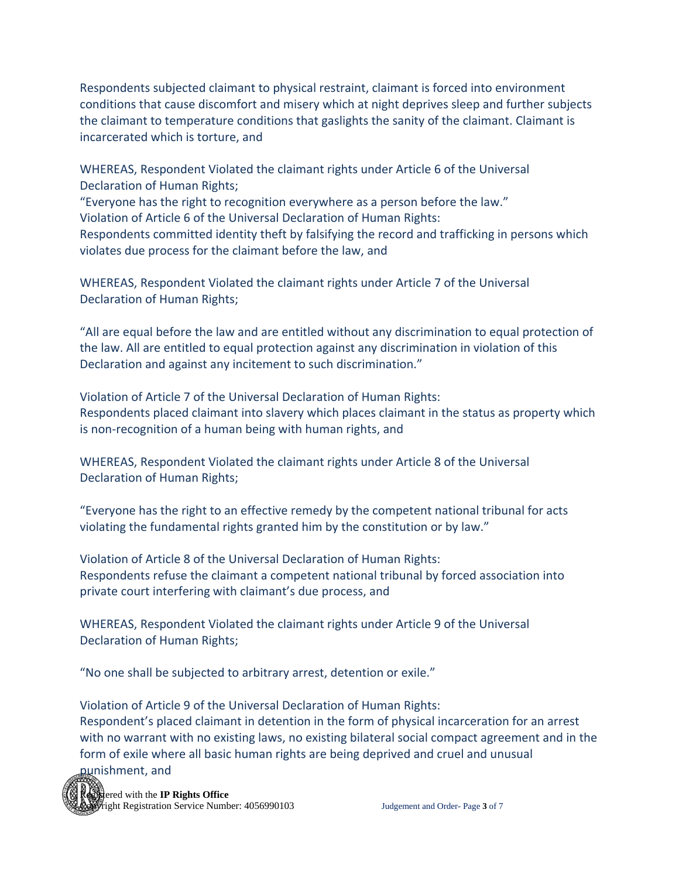Respondents subjected claimant to physical restraint, claimant is forced into environment conditions that cause discomfort and misery which at night deprives sleep and further subjects the claimant to temperature conditions that gaslights the sanity of the claimant. Claimant is incarcerated which is torture, and

WHEREAS, Respondent Violated the claimant rights under Article 6 of the Universal Declaration of Human Rights;
"Everyone has the right to recognition everywhere as a person before the law."
Violation of Article 6 of the Universal Declaration of Human Rights:
Respondents committed identity theft by falsifying the record and trafficking in persons which violates due process for the claimant before the law, and

WHEREAS, Respondent Violated the claimant rights under Article 7 of the Universal Declaration of Human Rights;

"All are equal before the law and are entitled without any discrimination to equal protection of the law. All are entitled to equal protection against any discrimination in violation of this Declaration and against any incitement to such discrimination."

Violation of Article 7 of the Universal Declaration of Human Rights:
Respondents placed claimant into slavery which places claimant in the status as property which is non-recognition of a human being with human rights, and

WHEREAS, Respondent Violated the claimant rights under Article 8 of the Universal Declaration of Human Rights;

"Everyone has the right to an effective remedy by the competent national tribunal for acts violating the fundamental rights granted him by the constitution or by law."

Violation of Article 8 of the Universal Declaration of Human Rights:
Respondents refuse the claimant a competent national tribunal by forced association into private court interfering with claimant's due process, and

WHEREAS, Respondent Violated the claimant rights under Article 9 of the Universal Declaration of Human Rights;

"No one shall be subjected to arbitrary arrest, detention or exile."

Violation of Article 9 of the Universal Declaration of Human Rights:
Respondent's placed claimant in detention in the form of physical incarceration for an arrest with no warrant with no existing laws, no existing bilateral social compact agreement and in the form of exile where all basic human rights are being deprived and cruel and unusual punishment, and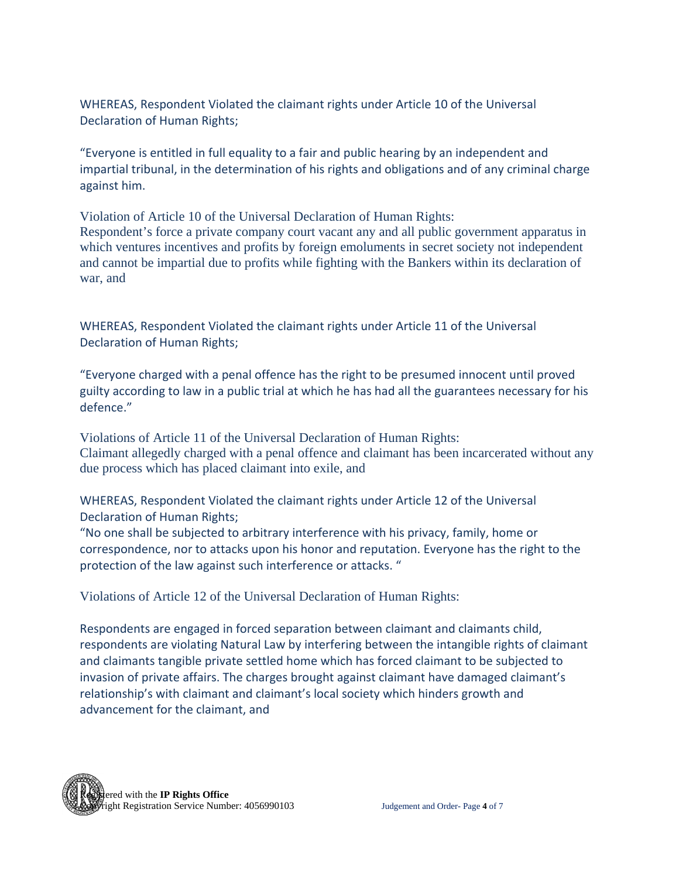WHEREAS, Respondent Violated the claimant rights under Article 10 of the Universal Declaration of Human Rights;

"Everyone is entitled in full equality to a fair and public hearing by an independent and impartial tribunal, in the determination of his rights and obligations and of any criminal charge against him.

Violation of Article 10 of the Universal Declaration of Human Rights:
Respondent's force a private company court vacant any and all public government apparatus in which ventures incentives and profits by foreign emoluments in secret society not independent and cannot be impartial due to profits while fighting with the Bankers within its declaration of war, and

WHEREAS, Respondent Violated the claimant rights under Article 11 of the Universal Declaration of Human Rights;

"Everyone charged with a penal offence has the right to be presumed innocent until proved guilty according to law in a public trial at which he has had all the guarantees necessary for his defence."

Violations of Article 11 of the Universal Declaration of Human Rights:
Claimant allegedly charged with a penal offence and claimant has been incarcerated without any due process which has placed claimant into exile, and

WHEREAS, Respondent Violated the claimant rights under Article 12 of the Universal Declaration of Human Rights;
"No one shall be subjected to arbitrary interference with his privacy, family, home or correspondence, nor to attacks upon his honor and reputation. Everyone has the right to the protection of the law against such interference or attacks. "

Violations of Article 12 of the Universal Declaration of Human Rights:

Respondents are engaged in forced separation between claimant and claimants child, respondents are violating Natural Law by interfering between the intangible rights of claimant and claimants tangible private settled home which has forced claimant to be subjected to invasion of private affairs. The charges brought against claimant have damaged claimant's relationship's with claimant and claimant's local society which hinders growth and advancement for the claimant, and

Registered with the **IP Rights Office**
Copyright Registration Service Number: 4056990103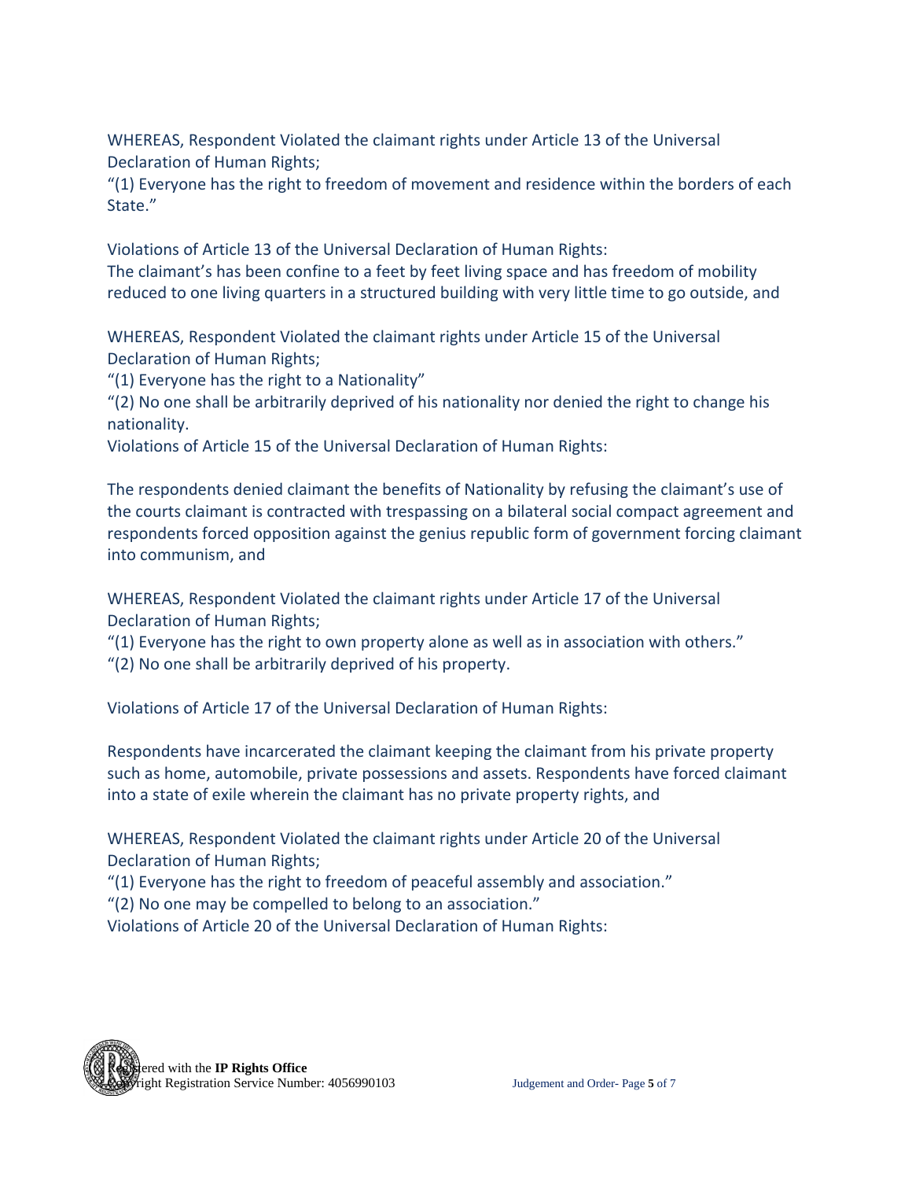WHEREAS, Respondent Violated the claimant rights under Article 13 of the Universal Declaration of Human Rights;
"(1) Everyone has the right to freedom of movement and residence within the borders of each State."

Violations of Article 13 of the Universal Declaration of Human Rights:
The claimant's has been confine to a feet by feet living space and has freedom of mobility reduced to one living quarters in a structured building with very little time to go outside, and

WHEREAS, Respondent Violated the claimant rights under Article 15 of the Universal Declaration of Human Rights;
"(1) Everyone has the right to a Nationality"
"(2) No one shall be arbitrarily deprived of his nationality nor denied the right to change his nationality.
Violations of Article 15 of the Universal Declaration of Human Rights:

The respondents denied claimant the benefits of Nationality by refusing the claimant's use of the courts claimant is contracted with trespassing on a bilateral social compact agreement and respondents forced opposition against the genius republic form of government forcing claimant into communism, and

WHEREAS, Respondent Violated the claimant rights under Article 17 of the Universal Declaration of Human Rights;
"(1) Everyone has the right to own property alone as well as in association with others."
"(2) No one shall be arbitrarily deprived of his property.

Violations of Article 17 of the Universal Declaration of Human Rights:

Respondents have incarcerated the claimant keeping the claimant from his private property such as home, automobile, private possessions and assets. Respondents have forced claimant into a state of exile wherein the claimant has no private property rights, and

WHEREAS, Respondent Violated the claimant rights under Article 20 of the Universal Declaration of Human Rights;
"(1) Everyone has the right to freedom of peaceful assembly and association."
"(2) No one may be compelled to belong to an association."
Violations of Article 20 of the Universal Declaration of Human Rights: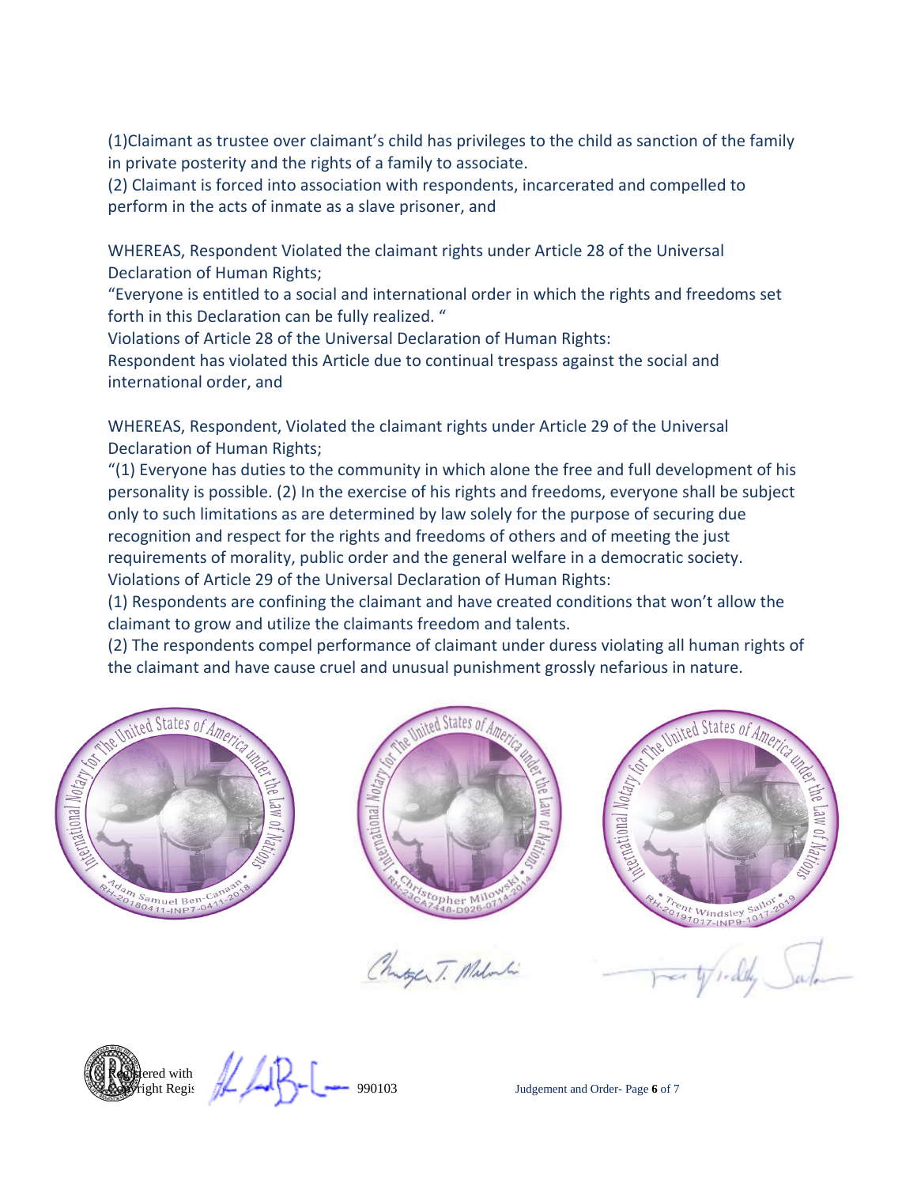(1)Claimant as trustee over claimant's child has privileges to the child as sanction of the family in private posterity and the rights of a family to associate.
(2) Claimant is forced into association with respondents, incarcerated and compelled to perform in the acts of inmate as a slave prisoner, and

WHEREAS, Respondent Violated the claimant rights under Article 28 of the Universal Declaration of Human Rights;
"Everyone is entitled to a social and international order in which the rights and freedoms set forth in this Declaration can be fully realized. "
Violations of Article 28 of the Universal Declaration of Human Rights:
Respondent has violated this Article due to continual trespass against the social and international order, and

WHEREAS, Respondent, Violated the claimant rights under Article 29 of the Universal Declaration of Human Rights;
"(1) Everyone has duties to the community in which alone the free and full development of his personality is possible. (2) In the exercise of his rights and freedoms, everyone shall be subject only to such limitations as are determined by law solely for the purpose of securing due recognition and respect for the rights and freedoms of others and of meeting the just requirements of morality, public order and the general welfare in a democratic society.
Violations of Article 29 of the Universal Declaration of Human Rights:
(1) Respondents are confining the claimant and have created conditions that won't allow the claimant to grow and utilize the claimants freedom and talents.
(2) The respondents compel performance of claimant under duress violating all human rights of the claimant and have cause cruel and unusual punishment grossly nefarious in nature.

International Notary for The United States of America under the Law of Nations • Adam Samuel Ben-Canaan • RH-20180411-INP7-0411-2018

International Notary for The United States of America under the Law of Nations • Christopher Milowski • RH-23CA7448-D926-0714-2014

International Notary for The United States of America under the Law of Nations • Trent Windsley Sailor • RH-20191017-INP9-1017-2019

Registered with Copyright Regis 990103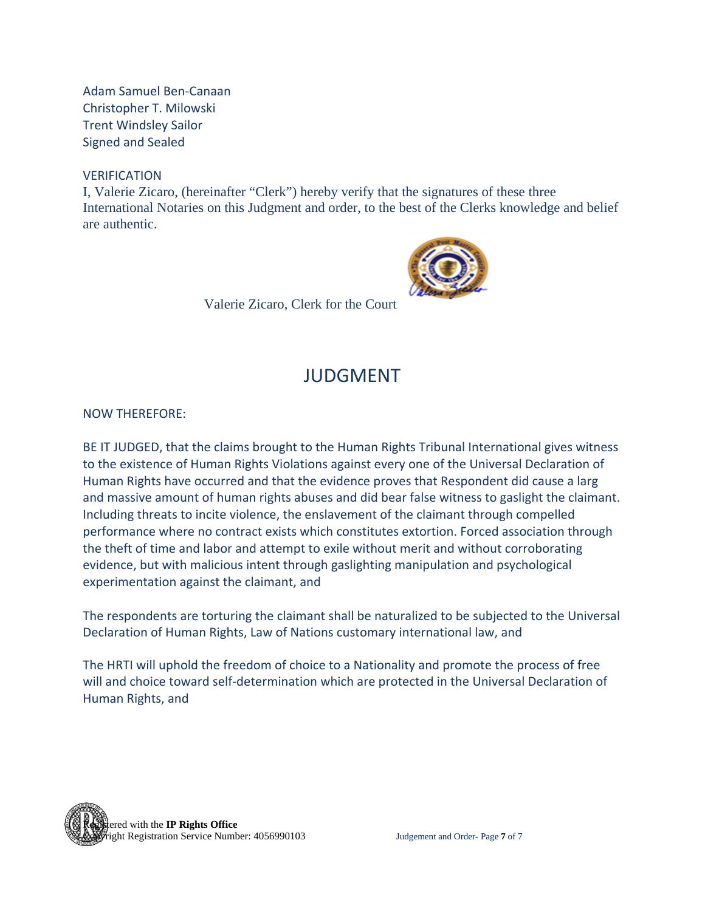Adam Samuel Ben-Canaan
Christopher T. Milowski
Trent Windsley Sailor
Signed and Sealed

VERIFICATION

I, Valerie Zicaro, (hereinafter "Clerk") hereby verify that the signatures of these three International Notaries on this Judgment and order, to the best of the Clerks knowledge and belief are authentic.

Valerie Zicaro, Clerk for the Court

# JUDGMENT

NOW THEREFORE:

BE IT JUDGED, that the claims brought to the Human Rights Tribunal International gives witness to the existence of Human Rights Violations against every one of the Universal Declaration of Human Rights have occurred and that the evidence proves that Respondent did cause a larg and massive amount of human rights abuses and did bear false witness to gaslight the claimant. Including threats to incite violence, the enslavement of the claimant through compelled performance where no contract exists which constitutes extortion. Forced association through the theft of time and labor and attempt to exile without merit and without corroborating evidence, but with malicious intent through gaslighting manipulation and psychological experimentation against the claimant, and

The respondents are torturing the claimant shall be naturalized to be subjected to the Universal Declaration of Human Rights, Law of Nations customary international law, and

The HRTI will uphold the freedom of choice to a Nationality and promote the process of free will and choice toward self-determination which are protected in the Universal Declaration of Human Rights, and

Registered with the **IP Rights Office**
Copyright Registration Service Number: 4056990103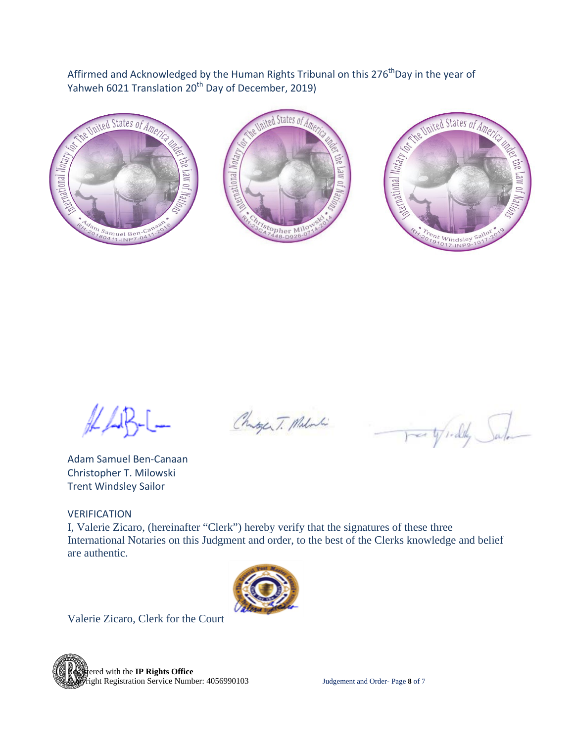Affirmed and Acknowledged by the Human Rights Tribunal on this 276th Day in the year of Yahweh 6021 Translation 20th Day of December, 2019)

International Notary for The United States of America under the Law of Nations • Adam Samuel Ben-Canaan • RH-20180411-INP7-0411-2018

International Notary for The United States of America under the Law of Nations • Christopher Milowski • RH-23CA7448-D926-0714-2014

International Notary for The United States of America under the Law of Nations • Trent Windsley Sailor • RH-20191017-INP9-1017-2019

Adam Samuel Ben-Canaan
Christopher T. Milowski
Trent Windsley Sailor

VERIFICATION

I, Valerie Zicaro, (hereinafter "Clerk") hereby verify that the signatures of these three International Notaries on this Judgment and order, to the best of the Clerks knowledge and belief are authentic.

Valerie Zicaro, Clerk for the Court

Registered with the **IP Rights Office**
Copyright Registration Service Number: 4056990103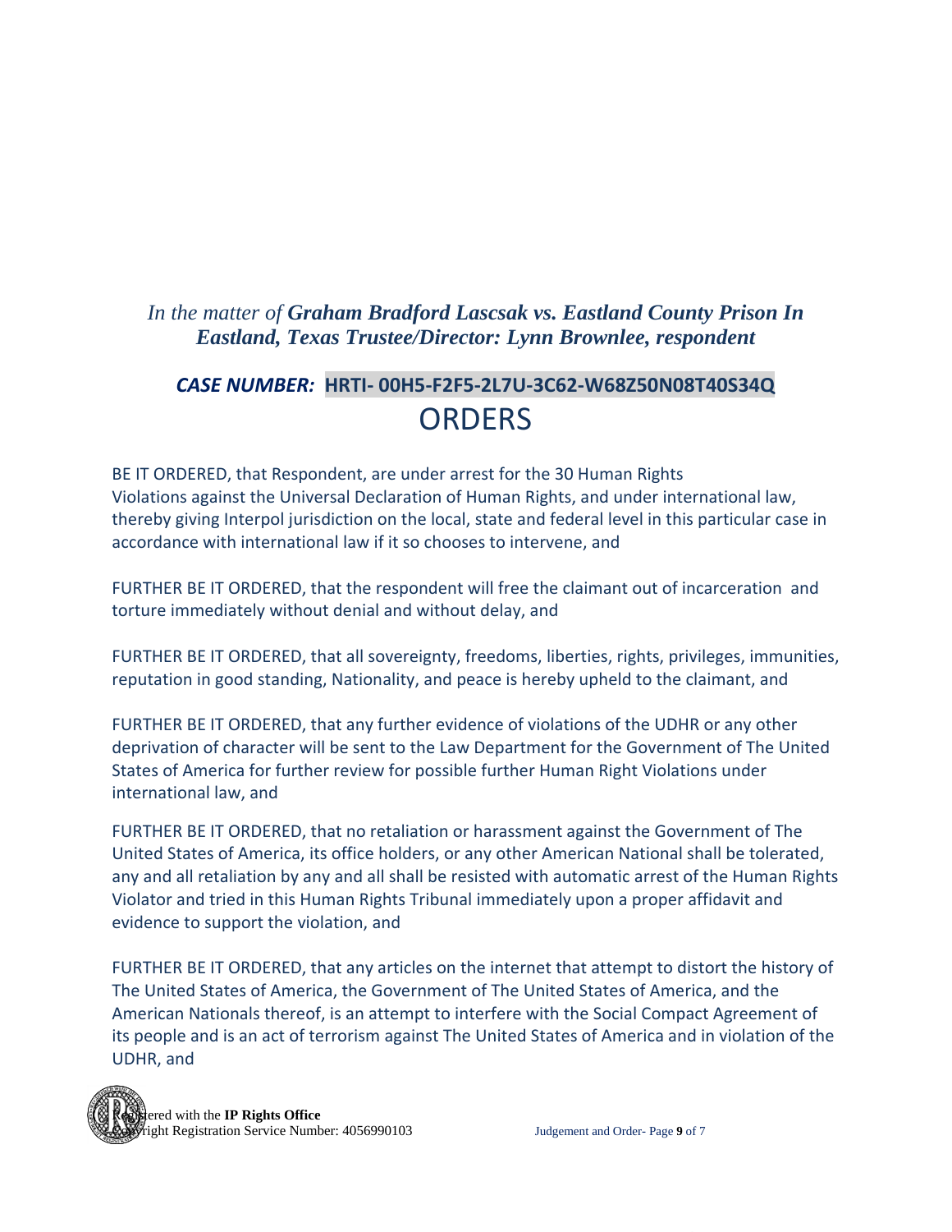*In the matter of* ***Graham Bradford Lascsak vs. Eastland County Prison In Eastland, Texas Trustee/Director: Lynn Brownlee, respondent***

## *CASE NUMBER:* **HRTI- 00H5-F2F5-2L7U-3C62-W68Z50N08T40S34Q**

# ORDERS

BE IT ORDERED, that Respondent, are under arrest for the 30 Human Rights Violations against the Universal Declaration of Human Rights, and under international law, thereby giving Interpol jurisdiction on the local, state and federal level in this particular case in accordance with international law if it so chooses to intervene, and

FURTHER BE IT ORDERED, that the respondent will free the claimant out of incarceration and torture immediately without denial and without delay, and

FURTHER BE IT ORDERED, that all sovereignty, freedoms, liberties, rights, privileges, immunities, reputation in good standing, Nationality, and peace is hereby upheld to the claimant, and

FURTHER BE IT ORDERED, that any further evidence of violations of the UDHR or any other deprivation of character will be sent to the Law Department for the Government of The United States of America for further review for possible further Human Right Violations under international law, and

FURTHER BE IT ORDERED, that no retaliation or harassment against the Government of The United States of America, its office holders, or any other American National shall be tolerated, any and all retaliation by any and all shall be resisted with automatic arrest of the Human Rights Violator and tried in this Human Rights Tribunal immediately upon a proper affidavit and evidence to support the violation, and

FURTHER BE IT ORDERED, that any articles on the internet that attempt to distort the history of The United States of America, the Government of The United States of America, and the American Nationals thereof, is an attempt to interfere with the Social Compact Agreement of its people and is an act of terrorism against The United States of America and in violation of the UDHR, and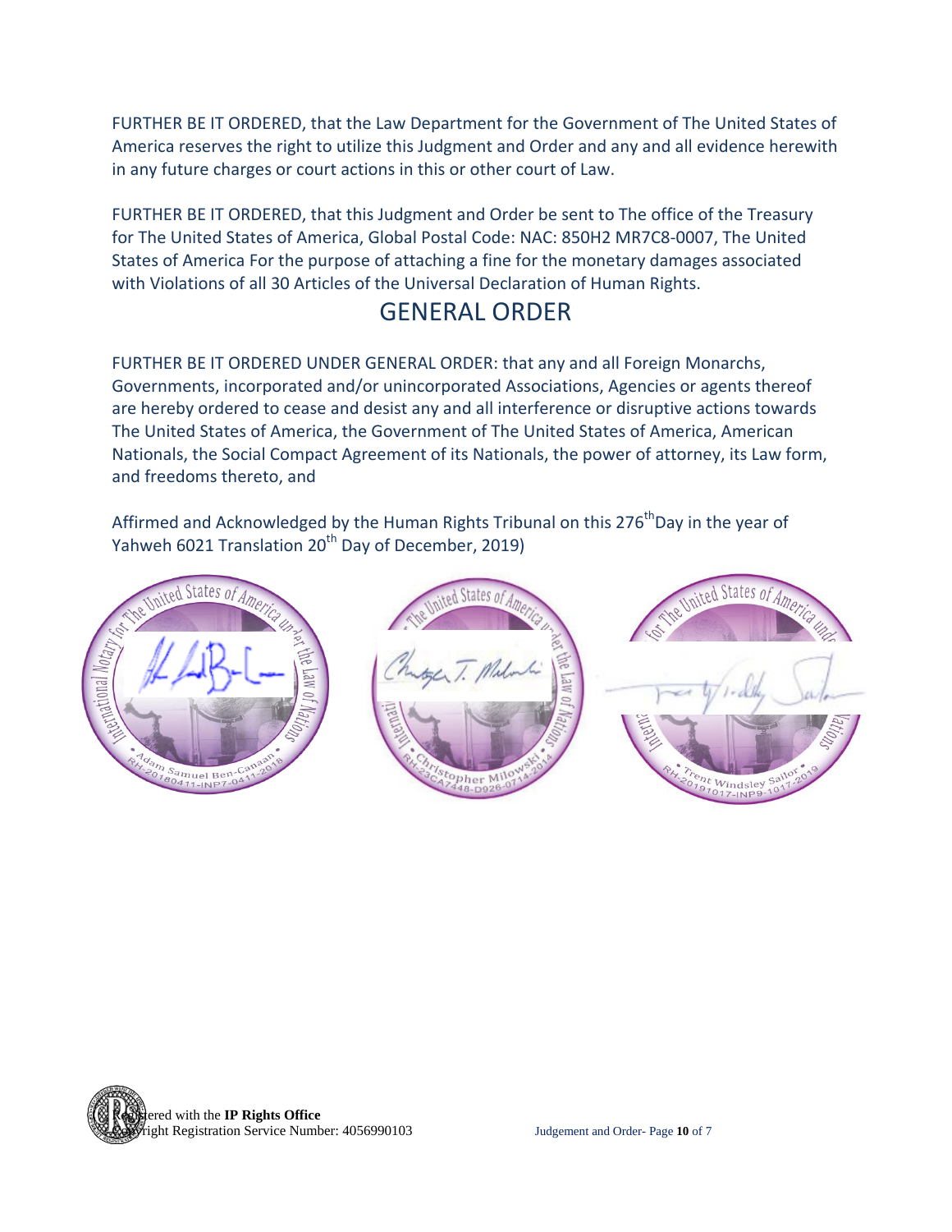FURTHER BE IT ORDERED, that the Law Department for the Government of The United States of America reserves the right to utilize this Judgment and Order and any and all evidence herewith in any future charges or court actions in this or other court of Law.

FURTHER BE IT ORDERED, that this Judgment and Order be sent to The office of the Treasury for The United States of America, Global Postal Code: NAC: 850H2 MR7C8-0007, The United States of America For the purpose of attaching a fine for the monetary damages associated with Violations of all 30 Articles of the Universal Declaration of Human Rights.

## GENERAL ORDER

FURTHER BE IT ORDERED UNDER GENERAL ORDER: that any and all Foreign Monarchs, Governments, incorporated and/or unincorporated Associations, Agencies or agents thereof are hereby ordered to cease and desist any and all interference or disruptive actions towards The United States of America, the Government of The United States of America, American Nationals, the Social Compact Agreement of its Nationals, the power of attorney, its Law form, and freedoms thereto, and

Affirmed and Acknowledged by the Human Rights Tribunal on this 276th Day in the year of Yahweh 6021 Translation 20th Day of December, 2019)

International Notary for The United States of America under the Law of Nations
Adam Samuel Ben-Canaan
RH-20180411-INP7-0411-2018

International Notary for The United States of America under the Law of Nations
Christopher Milowski
RH-23CA7448-D926-0714-2014

International Notary for The United States of America under the Law of Nations
Trent Windsley Sailor
RH-20191017-INP9-1017-2019

Registered with the **IP Rights Office**
Copyright Registration Service Number: 4056990103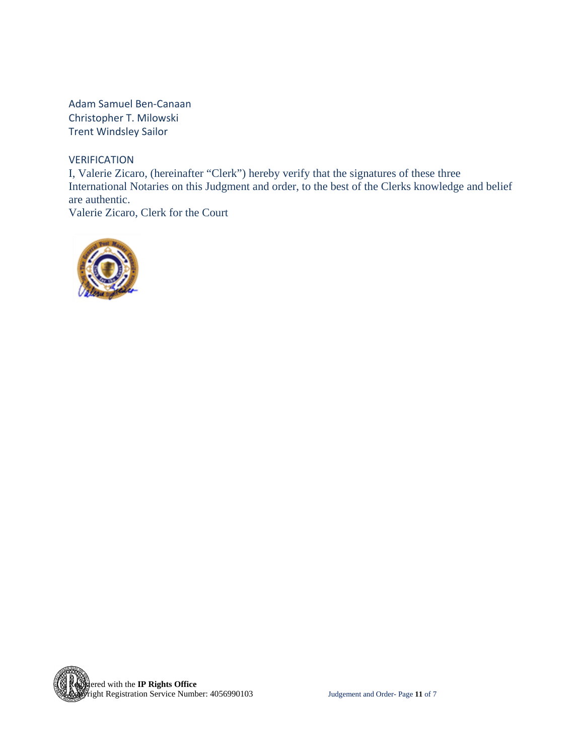Adam Samuel Ben-Canaan
Christopher T. Milowski
Trent Windsley Sailor

VERIFICATION

I, Valerie Zicaro, (hereinafter "Clerk") hereby verify that the signatures of these three International Notaries on this Judgment and order, to the best of the Clerks knowledge and belief are authentic.

Valerie Zicaro, Clerk for the Court

Registered with the **IP Rights Office**
Copyright Registration Service Number: 4056990103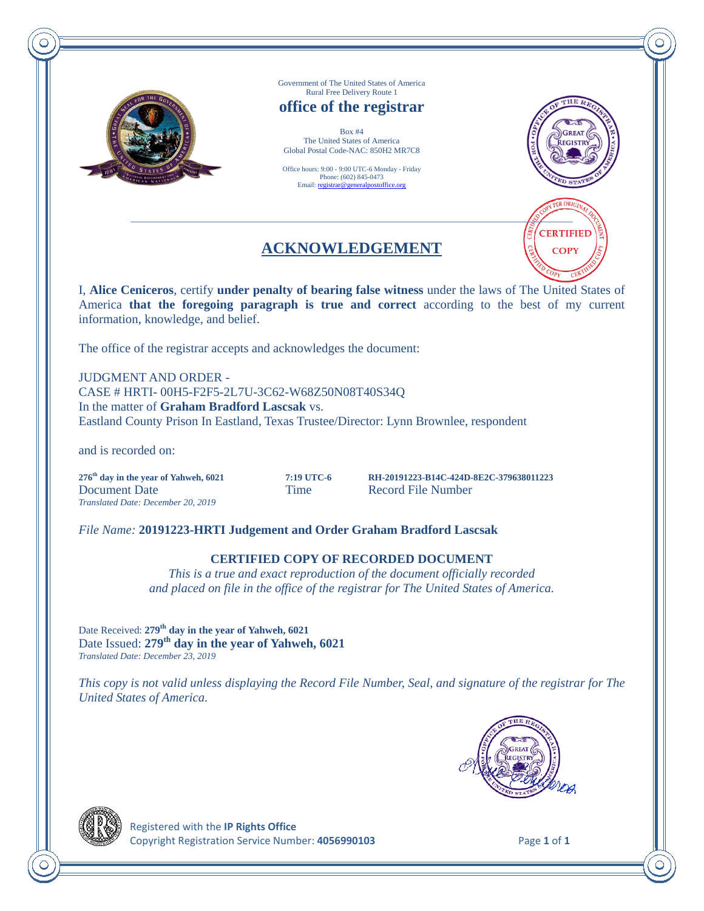Government of The United States of America
Rural Free Delivery Route 1

# office of the registrar

Box #4
The United States of America
Global Postal Code-NAC: 850H2 MR7C8

Office hours: 9:00 - 9:00 UTC-6 Monday - Friday
Phone: (602) 845-0473
Email: registrar@generalpostoffice.org

CERTIFIED COPY

## ACKNOWLEDGEMENT

I, **Alice Ceniceros**, certify **under penalty of bearing false witness** under the laws of The United States of America **that the foregoing paragraph is true and correct** according to the best of my current information, knowledge, and belief.

The office of the registrar accepts and acknowledges the document:

JUDGMENT AND ORDER -
CASE # HRTI- 00H5-F2F5-2L7U-3C62-W68Z50N08T40S34Q
In the matter of **Graham Bradford Lascsak** vs.
Eastland County Prison In Eastland, Texas Trustee/Director: Lynn Brownlee, respondent

and is recorded on:

| | | |
|---|---|---|
| **276th day in the year of Yahweh, 6021** | **7:19 UTC-6** | **RH-20191223-B14C-424D-8E2C-379638011223** |
| Document Date | Time | Record File Number |
| *Translated Date: December 20, 2019* | | |

*File Name:* **20191223-HRTI Judgement and Order Graham Bradford Lascsak**

**CERTIFIED COPY OF RECORDED DOCUMENT**

*This is a true and exact reproduction of the document officially recorded and placed on file in the office of the registrar for The United States of America.*

Date Received: **279th day in the year of Yahweh, 6021**
Date Issued: **279th day in the year of Yahweh, 6021**
*Translated Date: December 23, 2019*

*This copy is not valid unless displaying the Record File Number, Seal, and signature of the registrar for The United States of America.*

Registered with the **IP Rights Office**
Copyright Registration Service Number: **4056990103**